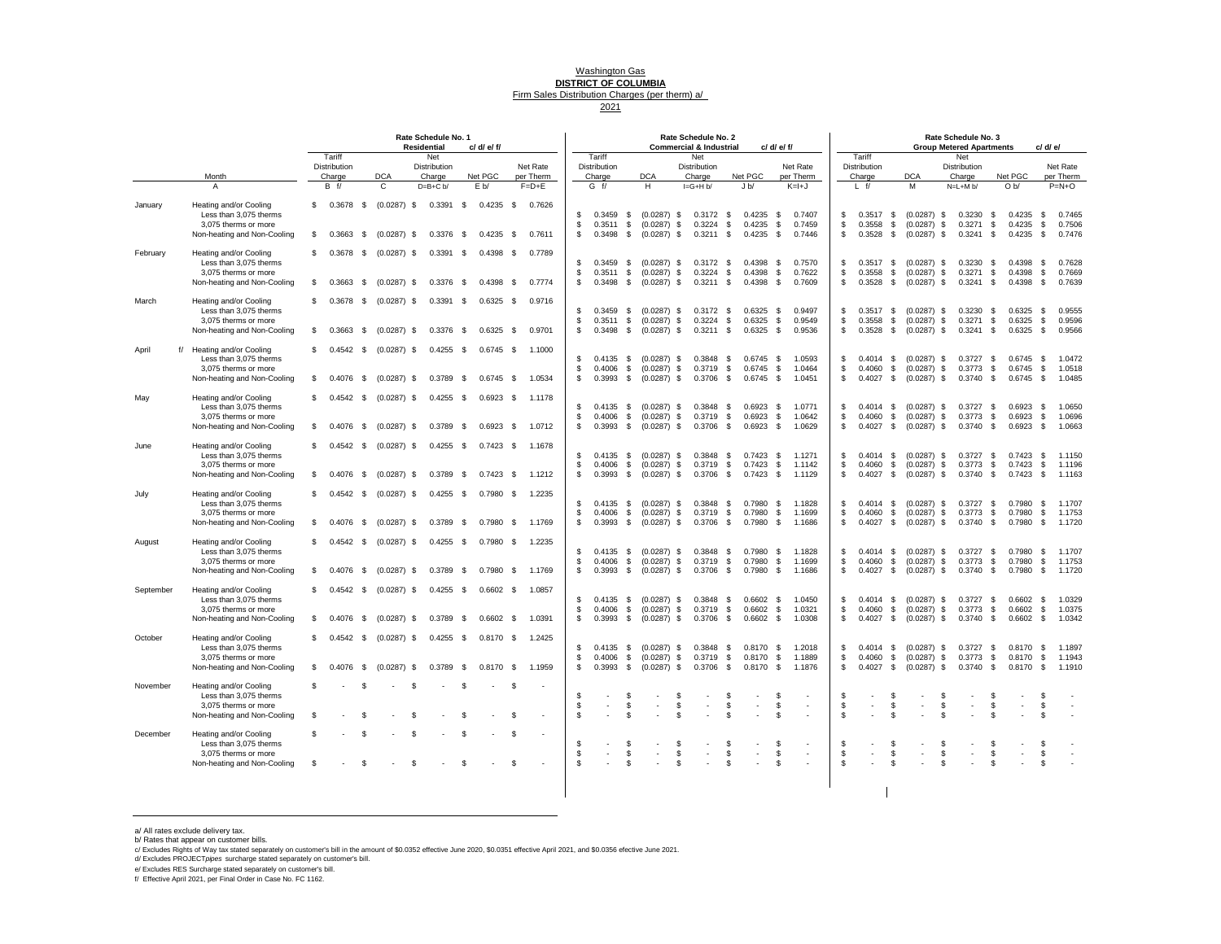Washington Gas

**DISTRICT OF COLUMBIA**

Firm Sales Distribution Charges (per therm) a/

2021

| Month | | Rate Schedule No. 1 Residential c/ d/ e/ f/ Tariff Distribution Charge | DCA | Net Distribution Charge | Net PGC | Net Rate per Therm | Rate Schedule No. 2 Commercial & Industrial c/ d/ e/ f/ Tariff Distribution Charge | DCA | Net Distribution Charge | Net PGC | Net Rate per Therm | Rate Schedule No. 3 Group Metered Apartments c/ d/ e/ Tariff Distribution Charge | DCA | Net Distribution Charge | Net PGC | Net Rate per Therm |
|---|---|---|---|---|---|---|---|---|---|---|---|---|---|---|---|---|
| A | | B f/ | C | D=B+C b/ | E b/ | F=D+E | G f/ | H | I=G+H b/ | J b/ | K=I+J | L f/ | M | N=L+M b/ | O b/ | P=N+O |
| January | Heating and/or Cooling | $ 0.3678 | $ (0.0287) | $ 0.3391 | $ 0.4235 | $ 0.7626 | | | | | | | | | | |
| | Less than 3,075 therms | | | | | | $ 0.3459 | $ (0.0287) | $ 0.3172 | $ 0.4235 | $ 0.7407 | $ 0.3517 | $ (0.0287) | $ 0.3230 | $ 0.4235 | $ 0.7465 |
| | 3,075 therms or more | | | | | | $ 0.3511 | $ (0.0287) | $ 0.3224 | $ 0.4235 | $ 0.7459 | $ 0.3558 | $ (0.0287) | $ 0.3271 | $ 0.4235 | $ 0.7506 |
| | Non-heating and Non-Cooling | $ 0.3663 | $ (0.0287) | $ 0.3376 | $ 0.4235 | $ 0.7611 | $ 0.3498 | $ (0.0287) | $ 0.3211 | $ 0.4235 | $ 0.7446 | $ 0.3528 | $ (0.0287) | $ 0.3241 | $ 0.4235 | $ 0.7476 |
| February | Heating and/or Cooling | $ 0.3678 | $ (0.0287) | $ 0.3391 | $ 0.4398 | $ 0.7789 | | | | | | | | | | |
| | Less than 3,075 therms | | | | | | $ 0.3459 | $ (0.0287) | $ 0.3172 | $ 0.4398 | $ 0.7570 | $ 0.3517 | $ (0.0287) | $ 0.3230 | $ 0.4398 | $ 0.7628 |
| | 3,075 therms or more | | | | | | $ 0.3511 | $ (0.0287) | $ 0.3224 | $ 0.4398 | $ 0.7622 | $ 0.3558 | $ (0.0287) | $ 0.3271 | $ 0.4398 | $ 0.7669 |
| | Non-heating and Non-Cooling | $ 0.3663 | $ (0.0287) | $ 0.3376 | $ 0.4398 | $ 0.7774 | $ 0.3498 | $ (0.0287) | $ 0.3211 | $ 0.4398 | $ 0.7609 | $ 0.3528 | $ (0.0287) | $ 0.3241 | $ 0.4398 | $ 0.7639 |
| March | Heating and/or Cooling | $ 0.3678 | $ (0.0287) | $ 0.3391 | $ 0.6325 | $ 0.9716 | | | | | | | | | | |
| | Less than 3,075 therms | | | | | | $ 0.3459 | $ (0.0287) | $ 0.3172 | $ 0.6325 | $ 0.9497 | $ 0.3517 | $ (0.0287) | $ 0.3230 | $ 0.6325 | $ 0.9555 |
| | 3,075 therms or more | | | | | | $ 0.3511 | $ (0.0287) | $ 0.3224 | $ 0.6325 | $ 0.9549 | $ 0.3558 | $ (0.0287) | $ 0.3271 | $ 0.6325 | $ 0.9596 |
| | Non-heating and Non-Cooling | $ 0.3663 | $ (0.0287) | $ 0.3376 | $ 0.6325 | $ 0.9701 | $ 0.3498 | $ (0.0287) | $ 0.3211 | $ 0.6325 | $ 0.9536 | $ 0.3528 | $ (0.0287) | $ 0.3241 | $ 0.6325 | $ 0.9566 |
| April f/ | Heating and/or Cooling | $ 0.4542 | $ (0.0287) | $ 0.4255 | $ 0.6745 | $ 1.1000 | | | | | | | | | | |
| | Less than 3,075 therms | | | | | | $ 0.4135 | $ (0.0287) | $ 0.3848 | $ 0.6745 | $ 1.0593 | $ 0.4014 | $ (0.0287) | $ 0.3727 | $ 0.6745 | $ 1.0472 |
| | 3,075 therms or more | | | | | | $ 0.4006 | $ (0.0287) | $ 0.3719 | $ 0.6745 | $ 1.0464 | $ 0.4060 | $ (0.0287) | $ 0.3773 | $ 0.6745 | $ 1.0518 |
| | Non-heating and Non-Cooling | $ 0.4076 | $ (0.0287) | $ 0.3789 | $ 0.6745 | $ 1.0534 | $ 0.3993 | $ (0.0287) | $ 0.3706 | $ 0.6745 | $ 1.0451 | $ 0.4027 | $ (0.0287) | $ 0.3740 | $ 0.6745 | $ 1.0485 |
| May | Heating and/or Cooling | $ 0.4542 | $ (0.0287) | $ 0.4255 | $ 0.6923 | $ 1.1178 | | | | | | | | | | |
| | Less than 3,075 therms | | | | | | $ 0.4135 | $ (0.0287) | $ 0.3848 | $ 0.6923 | $ 1.0771 | $ 0.4014 | $ (0.0287) | $ 0.3727 | $ 0.6923 | $ 1.0650 |
| | 3,075 therms or more | | | | | | $ 0.4006 | $ (0.0287) | $ 0.3719 | $ 0.6923 | $ 1.0642 | $ 0.4060 | $ (0.0287) | $ 0.3773 | $ 0.6923 | $ 1.0696 |
| | Non-heating and Non-Cooling | $ 0.4076 | $ (0.0287) | $ 0.3789 | $ 0.6923 | $ 1.0712 | $ 0.3993 | $ (0.0287) | $ 0.3706 | $ 0.6923 | $ 1.0629 | $ 0.4027 | $ (0.0287) | $ 0.3740 | $ 0.6923 | $ 1.0663 |
| June | Heating and/or Cooling | $ 0.4542 | $ (0.0287) | $ 0.4255 | $ 0.7423 | $ 1.1678 | | | | | | | | | | |
| | Less than 3,075 therms | | | | | | $ 0.4135 | $ (0.0287) | $ 0.3848 | $ 0.7423 | $ 1.1271 | $ 0.4014 | $ (0.0287) | $ 0.3727 | $ 0.7423 | $ 1.1150 |
| | 3,075 therms or more | | | | | | $ 0.4006 | $ (0.0287) | $ 0.3719 | $ 0.7423 | $ 1.1142 | $ 0.4060 | $ (0.0287) | $ 0.3773 | $ 0.7423 | $ 1.1196 |
| | Non-heating and Non-Cooling | $ 0.4076 | $ (0.0287) | $ 0.3789 | $ 0.7423 | $ 1.1212 | $ 0.3993 | $ (0.0287) | $ 0.3706 | $ 0.7423 | $ 1.1129 | $ 0.4027 | $ (0.0287) | $ 0.3740 | $ 0.7423 | $ 1.1163 |
| July | Heating and/or Cooling | $ 0.4542 | $ (0.0287) | $ 0.4255 | $ 0.7980 | $ 1.2235 | | | | | | | | | | |
| | Less than 3,075 therms | | | | | | $ 0.4135 | $ (0.0287) | $ 0.3848 | $ 0.7980 | $ 1.1828 | $ 0.4014 | $ (0.0287) | $ 0.3727 | $ 0.7980 | $ 1.1707 |
| | 3,075 therms or more | | | | | | $ 0.4006 | $ (0.0287) | $ 0.3719 | $ 0.7980 | $ 1.1699 | $ 0.4060 | $ (0.0287) | $ 0.3773 | $ 0.7980 | $ 1.1753 |
| | Non-heating and Non-Cooling | $ 0.4076 | $ (0.0287) | $ 0.3789 | $ 0.7980 | $ 1.1769 | $ 0.3993 | $ (0.0287) | $ 0.3706 | $ 0.7980 | $ 1.1686 | $ 0.4027 | $ (0.0287) | $ 0.3740 | $ 0.7980 | $ 1.1720 |
| August | Heating and/or Cooling | $ 0.4542 | $ (0.0287) | $ 0.4255 | $ 0.7980 | $ 1.2235 | | | | | | | | | | |
| | Less than 3,075 therms | | | | | | $ 0.4135 | $ (0.0287) | $ 0.3848 | $ 0.7980 | $ 1.1828 | $ 0.4014 | $ (0.0287) | $ 0.3727 | $ 0.7980 | $ 1.1707 |
| | 3,075 therms or more | | | | | | $ 0.4006 | $ (0.0287) | $ 0.3719 | $ 0.7980 | $ 1.1699 | $ 0.4060 | $ (0.0287) | $ 0.3773 | $ 0.7980 | $ 1.1753 |
| | Non-heating and Non-Cooling | $ 0.4076 | $ (0.0287) | $ 0.3789 | $ 0.7980 | $ 1.1769 | $ 0.3993 | $ (0.0287) | $ 0.3706 | $ 0.7980 | $ 1.1686 | $ 0.4027 | $ (0.0287) | $ 0.3740 | $ 0.7980 | $ 1.1720 |
| September | Heating and/or Cooling | $ 0.4542 | $ (0.0287) | $ 0.4255 | $ 0.6602 | $ 1.0857 | | | | | | | | | | |
| | Less than 3,075 therms | | | | | | $ 0.4135 | $ (0.0287) | $ 0.3848 | $ 0.6602 | $ 1.0450 | $ 0.4014 | $ (0.0287) | $ 0.3727 | $ 0.6602 | $ 1.0329 |
| | 3,075 therms or more | | | | | | $ 0.4006 | $ (0.0287) | $ 0.3719 | $ 0.6602 | $ 1.0321 | $ 0.4060 | $ (0.0287) | $ 0.3773 | $ 0.6602 | $ 1.0375 |
| | Non-heating and Non-Cooling | $ 0.4076 | $ (0.0287) | $ 0.3789 | $ 0.6602 | $ 1.0391 | $ 0.3993 | $ (0.0287) | $ 0.3706 | $ 0.6602 | $ 1.0308 | $ 0.4027 | $ (0.0287) | $ 0.3740 | $ 0.6602 | $ 1.0342 |
| October | Heating and/or Cooling | $ 0.4542 | $ (0.0287) | $ 0.4255 | $ 0.8170 | $ 1.2425 | | | | | | | | | | |
| | Less than 3,075 therms | | | | | | $ 0.4135 | $ (0.0287) | $ 0.3848 | $ 0.8170 | $ 1.2018 | $ 0.4014 | $ (0.0287) | $ 0.3727 | $ 0.8170 | $ 1.1897 |
| | 3,075 therms or more | | | | | | $ 0.4006 | $ (0.0287) | $ 0.3719 | $ 0.8170 | $ 1.1889 | $ 0.4060 | $ (0.0287) | $ 0.3773 | $ 0.8170 | $ 1.1943 |
| | Non-heating and Non-Cooling | $ 0.4076 | $ (0.0287) | $ 0.3789 | $ 0.8170 | $ 1.1959 | $ 0.3993 | $ (0.0287) | $ 0.3706 | $ 0.8170 | $ 1.1876 | $ 0.4027 | $ (0.0287) | $ 0.3740 | $ 0.8170 | $ 1.1910 |
| November | Heating and/or Cooling | $ - | $ - | $ - | $ - | $ - | | | | | | | | | | |
| | Less than 3,075 therms | | | | | | $ - | $ - | $ - | $ - | $ - | $ - | $ - | $ - | $ - | $ - |
| | 3,075 therms or more | | | | | | $ - | $ - | $ - | $ - | $ - | $ - | $ - | $ - | $ - | $ - |
| | Non-heating and Non-Cooling | $ - | $ - | $ - | $ - | $ - | $ - | $ - | $ - | $ - | $ - | $ - | $ - | $ - | $ - | $ - |
| December | Heating and/or Cooling | $ - | $ - | $ - | $ - | $ - | | | | | | | | | | |
| | Less than 3,075 therms | | | | | | $ - | $ - | $ - | $ - | $ - | $ - | $ - | $ - | $ - | $ - |
| | 3,075 therms or more | | | | | | $ - | $ - | $ - | $ - | $ - | $ - | $ - | $ - | $ - | $ - |
| | Non-heating and Non-Cooling | $ - | $ - | $ - | $ - | $ - | $ - | $ - | $ - | $ - | $ - | $ - | $ - | $ - | $ - | $ - |

a/ All rates exclude delivery tax.

b/ Rates that appear on customer bills.

c/ Excludes Rights of Way tax stated separately on customer's bill in the amount of $0.0352 effective June 2020, $0.0351 effective April 2021, and $0.0356 efective June 2021.

d/ Excludes PROJECT*pipes* surcharge stated separately on customer's bill.

e/ Excludes RES Surcharge stated separately on customer's bill.

f/ Effective April 2021, per Final Order in Case No. FC 1162.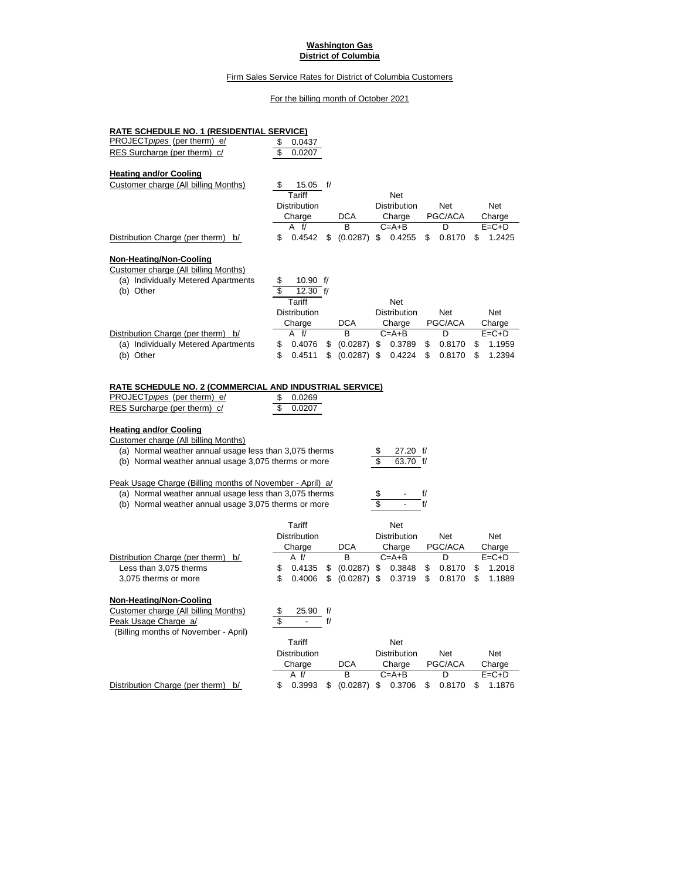**Washington Gas**
**District of Columbia**

Firm Sales Service Rates for District of Columbia Customers

For the billing month of October 2021

## RATE SCHEDULE NO. 1 (RESIDENTIAL SERVICE)

| | |
|---|---|
| PROJECT*pipes* (per therm) e/ | $ 0.0437 |
| RES Surcharge (per therm) c/ | $ 0.0207 |

### Heating and/or Cooling

Customer charge (All billing Months) $ 15.05 f/

| | Tariff Distribution Charge | DCA | Net Distribution Charge | Net PGC/ACA | Net Charge |
|---|---|---|---|---|---|
| | A f/ | B | C=A+B | D | E=C+D |
| Distribution Charge (per therm) b/ | $ 0.4542 | $ (0.0287) | $ 0.4255 | $ 0.8170 | $ 1.2425 |

### Non-Heating/Non-Cooling

Customer charge (All billing Months)

| | |
|---|---|
| (a) Individually Metered Apartments | $ 10.90 f/ |
| (b) Other | $ 12.30 f/ |

| | Tariff Distribution Charge | DCA | Net Distribution Charge | Net PGC/ACA | Net Charge |
|---|---|---|---|---|---|
| Distribution Charge (per therm) b/ | A f/ | B | C=A+B | D | E=C+D |
| (a) Individually Metered Apartments | $ 0.4076 | $ (0.0287) | $ 0.3789 | $ 0.8170 | $ 1.1959 |
| (b) Other | $ 0.4511 | $ (0.0287) | $ 0.4224 | $ 0.8170 | $ 1.2394 |

## RATE SCHEDULE NO. 2 (COMMERCIAL AND INDUSTRIAL SERVICE)

| | |
|---|---|
| PROJECT*pipes* (per therm) e/ | $ 0.0269 |
| RES Surcharge (per therm) c/ | $ 0.0207 |

### Heating and/or Cooling

Customer charge (All billing Months)

| | |
|---|---|
| (a) Normal weather annual usage less than 3,075 therms | $ 27.20 f/ |
| (b) Normal weather annual usage 3,075 therms or more | $ 63.70 f/ |

Peak Usage Charge (Billing months of November - April) a/

| | |
|---|---|
| (a) Normal weather annual usage less than 3,075 therms | $ - f/ |
| (b) Normal weather annual usage 3,075 therms or more | $ - f/ |

| | Tariff Distribution Charge | DCA | Net Distribution Charge | Net PGC/ACA | Net Charge |
|---|---|---|---|---|---|
| Distribution Charge (per therm) b/ | A f/ | B | C=A+B | D | E=C+D |
| Less than 3,075 therms | $ 0.4135 | $ (0.0287) | $ 0.3848 | $ 0.8170 | $ 1.2018 |
| 3,075 therms or more | $ 0.4006 | $ (0.0287) | $ 0.3719 | $ 0.8170 | $ 1.1889 |

### Non-Heating/Non-Cooling

| | |
|---|---|
| Customer charge (All billing Months) | $ 25.90 f/ |
| Peak Usage Charge a/ (Billing months of November - April) | $ - f/ |

| | Tariff Distribution Charge | DCA | Net Distribution Charge | Net PGC/ACA | Net Charge |
|---|---|---|---|---|---|
| | A f/ | B | C=A+B | D | E=C+D |
| Distribution Charge (per therm) b/ | $ 0.3993 | $ (0.0287) | $ 0.3706 | $ 0.8170 | $ 1.1876 |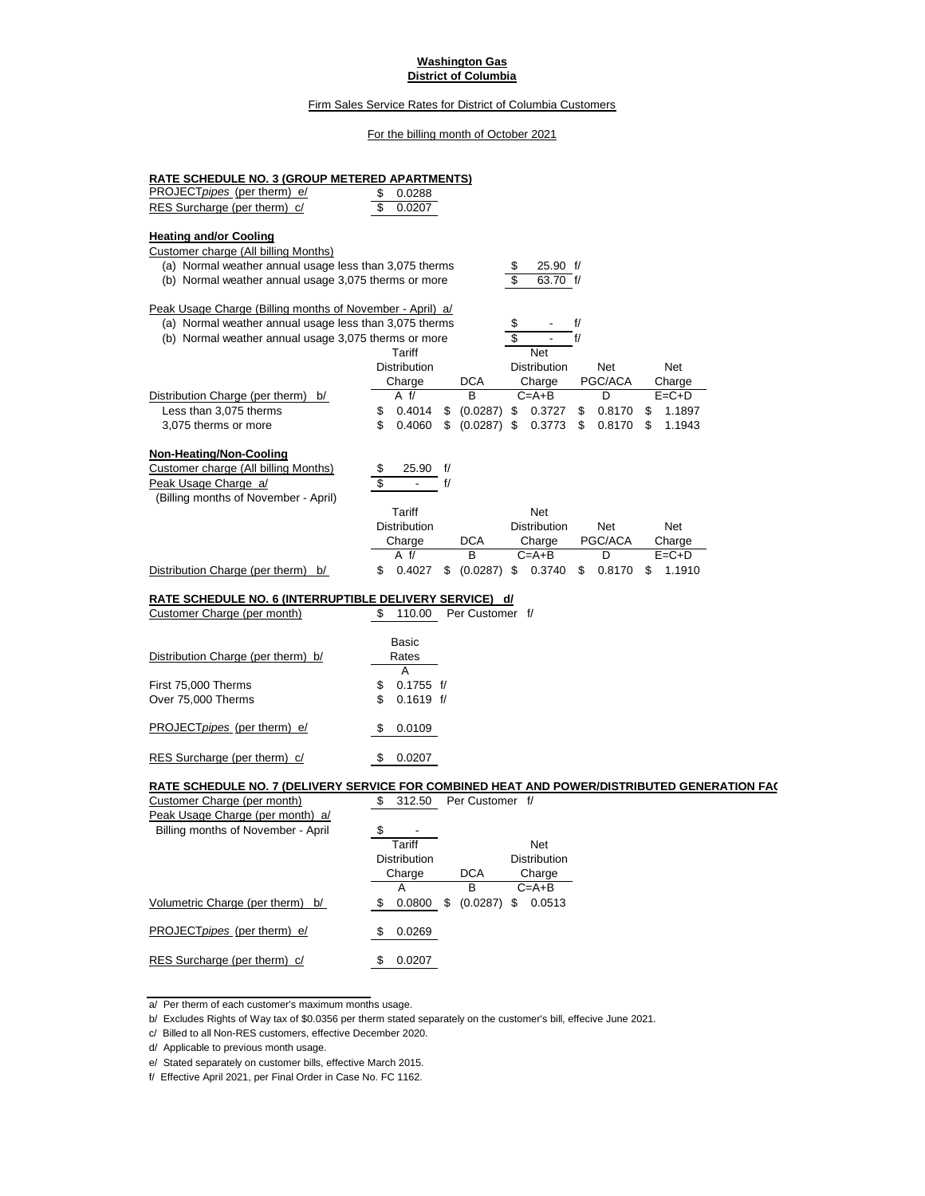**Washington Gas**
**District of Columbia**

Firm Sales Service Rates for District of Columbia Customers

For the billing month of October 2021

## RATE SCHEDULE NO. 3 (GROUP METERED APARTMENTS)

| | |
|---|---|
| PROJECT*pipes* (per therm) e/ | $ 0.0288 |
| RES Surcharge (per therm) c/ | $ 0.0207 |

### Heating and/or Cooling

Customer charge (All billing Months)

| | |
|---|---|
| (a) Normal weather annual usage less than 3,075 therms | $ 25.90 f/ |
| (b) Normal weather annual usage 3,075 therms or more | $ 63.70 f/ |

Peak Usage Charge (Billing months of November - April) a/

| | |
|---|---|
| (a) Normal weather annual usage less than 3,075 therms | $ - f/ |
| (b) Normal weather annual usage 3,075 therms or more | $ - f/ |

| | Tariff Distribution Charge | DCA | Net Distribution Charge | Net PGC/ACA | Net Charge |
|---|---|---|---|---|---|
| | A f/ | B | C=A+B | D | E=C+D |
| Distribution Charge (per therm) b/ | | | | | |
| Less than 3,075 therms | $ 0.4014 | $ (0.0287) | $ 0.3727 | $ 0.8170 | $ 1.1897 |
| 3,075 therms or more | $ 0.4060 | $ (0.0287) | $ 0.3773 | $ 0.8170 | $ 1.1943 |

### Non-Heating/Non-Cooling

| | |
|---|---|
| Customer charge (All billing Months) | $ 25.90 f/ |
| Peak Usage Charge a/ (Billing months of November - April) | $ - f/ |

| | Tariff Distribution Charge | DCA | Net Distribution Charge | Net PGC/ACA | Net Charge |
|---|---|---|---|---|---|
| | A f/ | B | C=A+B | D | E=C+D |
| Distribution Charge (per therm) b/ | $ 0.4027 | $ (0.0287) | $ 0.3740 | $ 0.8170 | $ 1.1910 |

## RATE SCHEDULE NO. 6 (INTERRUPTIBLE DELIVERY SERVICE) d/

Customer Charge (per month) $ 110.00 Per Customer f/

| Distribution Charge (per therm) b/ | Basic Rates |
|---|---|
| | A |
| First 75,000 Therms | $ 0.1755 f/ |
| Over 75,000 Therms | $ 0.1619 f/ |

PROJECT*pipes* (per therm) e/ $ 0.0109

RES Surcharge (per therm) c/ $ 0.0207

## RATE SCHEDULE NO. 7 (DELIVERY SERVICE FOR COMBINED HEAT AND POWER/DISTRIBUTED GENERATION FAC

Customer Charge (per month) $ 312.50 Per Customer f/

Peak Usage Charge (per month) a/

Billing months of November - April $ -

| | Tariff Distribution Charge | DCA | Net Distribution Charge |
|---|---|---|---|
| | A | B | C=A+B |
| Volumetric Charge (per therm) b/ | $ 0.0800 | $ (0.0287) | $ 0.0513 |

PROJECT*pipes* (per therm) e/ $ 0.0269

RES Surcharge (per therm) c/ $ 0.0207

---

a/ Per therm of each customer's maximum months usage.

b/ Excludes Rights of Way tax of $0.0356 per therm stated separately on the customer's bill, effecive June 2021.

c/ Billed to all Non-RES customers, effective December 2020.

d/ Applicable to previous month usage.

e/ Stated separately on customer bills, effective March 2015.

f/ Effective April 2021, per Final Order in Case No. FC 1162.